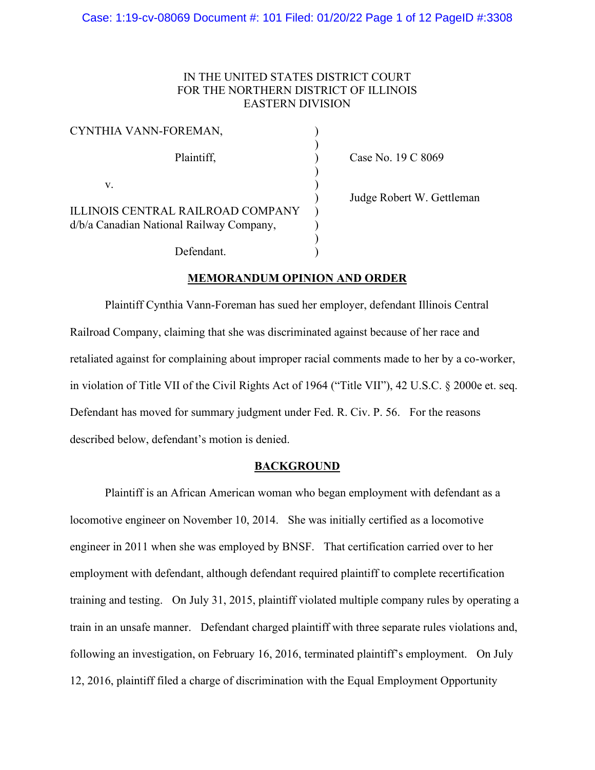IN THE UNITED STATES DISTRICT COURT
FOR THE NORTHERN DISTRICT OF ILLINOIS
EASTERN DIVISION

| | | |
|---|---|---|
| CYNTHIA VANN-FOREMAN, | ) | |
| | ) | |
| Plaintiff, | ) | Case No. 19 C 8069 |
| | ) | |
| v. | ) | |
| | ) | Judge Robert W. Gettleman |
| ILLINOIS CENTRAL RAILROAD COMPANY d/b/a Canadian National Railway Company, | ) | |
| | ) | |
| Defendant. | ) | |

**MEMORANDUM OPINION AND ORDER**

Plaintiff Cynthia Vann-Foreman has sued her employer, defendant Illinois Central Railroad Company, claiming that she was discriminated against because of her race and retaliated against for complaining about improper racial comments made to her by a co-worker, in violation of Title VII of the Civil Rights Act of 1964 ("Title VII"), 42 U.S.C. § 2000e et. seq. Defendant has moved for summary judgment under Fed. R. Civ. P. 56. For the reasons described below, defendant's motion is denied.

**BACKGROUND**

Plaintiff is an African American woman who began employment with defendant as a locomotive engineer on November 10, 2014. She was initially certified as a locomotive engineer in 2011 when she was employed by BNSF. That certification carried over to her employment with defendant, although defendant required plaintiff to complete recertification training and testing. On July 31, 2015, plaintiff violated multiple company rules by operating a train in an unsafe manner. Defendant charged plaintiff with three separate rules violations and, following an investigation, on February 16, 2016, terminated plaintiff's employment. On July 12, 2016, plaintiff filed a charge of discrimination with the Equal Employment Opportunity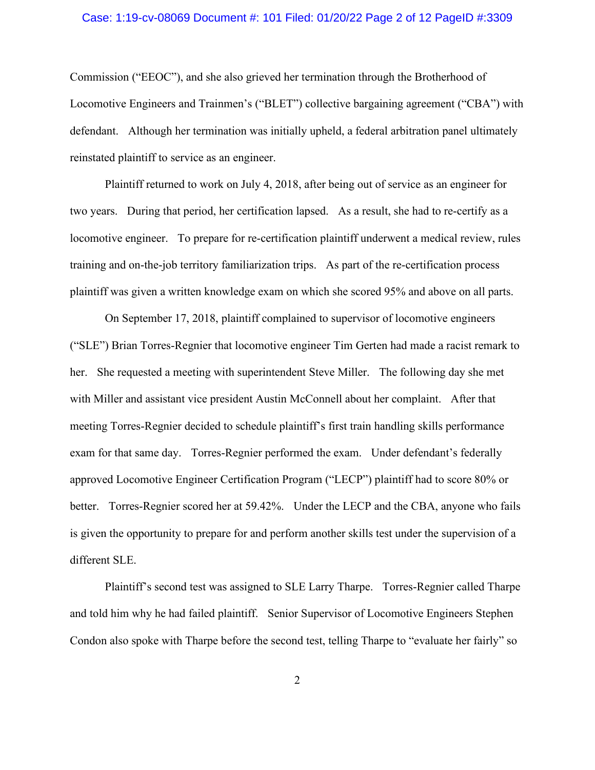Commission ("EEOC"), and she also grieved her termination through the Brotherhood of Locomotive Engineers and Trainmen's ("BLET") collective bargaining agreement ("CBA") with defendant. Although her termination was initially upheld, a federal arbitration panel ultimately reinstated plaintiff to service as an engineer.

Plaintiff returned to work on July 4, 2018, after being out of service as an engineer for two years. During that period, her certification lapsed. As a result, she had to re-certify as a locomotive engineer. To prepare for re-certification plaintiff underwent a medical review, rules training and on-the-job territory familiarization trips. As part of the re-certification process plaintiff was given a written knowledge exam on which she scored 95% and above on all parts.

On September 17, 2018, plaintiff complained to supervisor of locomotive engineers ("SLE") Brian Torres-Regnier that locomotive engineer Tim Gerten had made a racist remark to her. She requested a meeting with superintendent Steve Miller. The following day she met with Miller and assistant vice president Austin McConnell about her complaint. After that meeting Torres-Regnier decided to schedule plaintiff's first train handling skills performance exam for that same day. Torres-Regnier performed the exam. Under defendant's federally approved Locomotive Engineer Certification Program ("LECP") plaintiff had to score 80% or better. Torres-Regnier scored her at 59.42%. Under the LECP and the CBA, anyone who fails is given the opportunity to prepare for and perform another skills test under the supervision of a different SLE.

Plaintiff's second test was assigned to SLE Larry Tharpe. Torres-Regnier called Tharpe and told him why he had failed plaintiff. Senior Supervisor of Locomotive Engineers Stephen Condon also spoke with Tharpe before the second test, telling Tharpe to "evaluate her fairly" so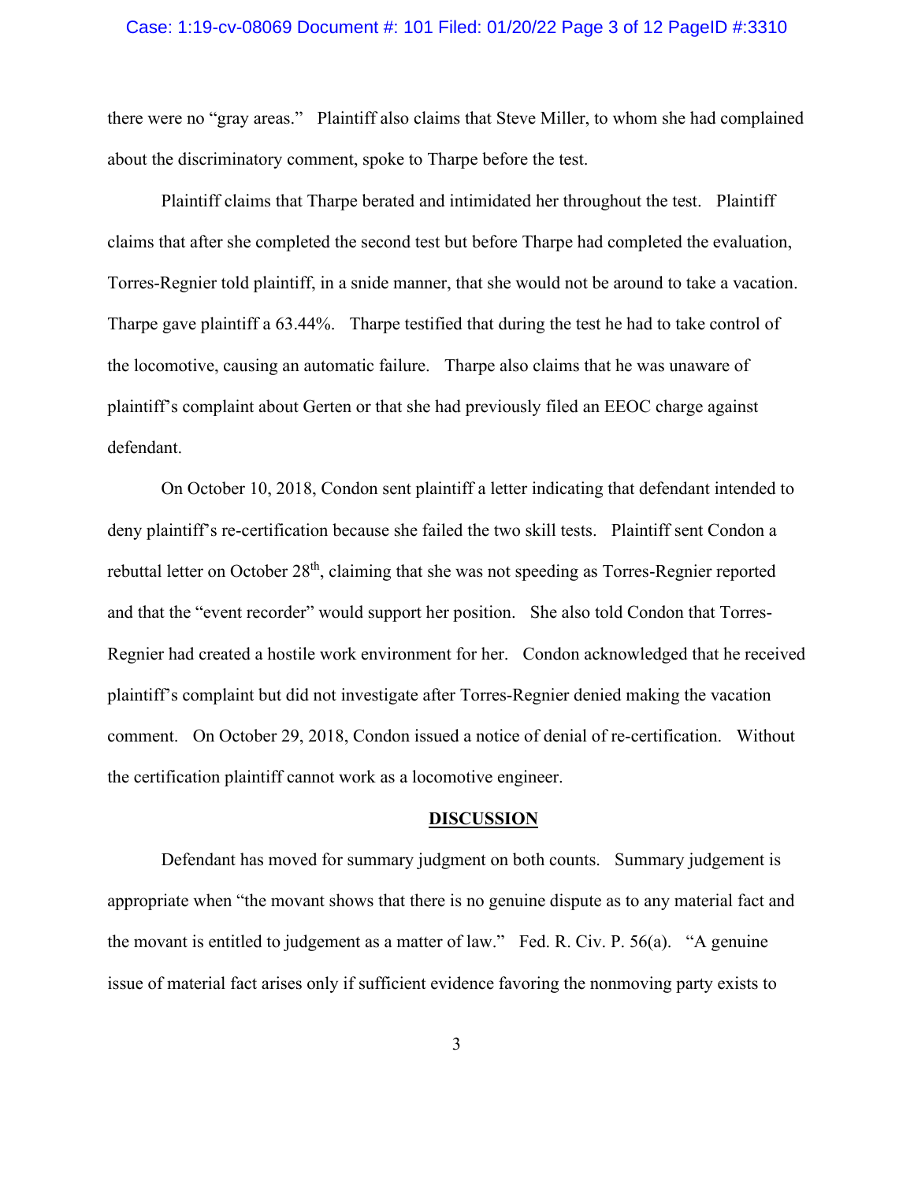there were no "gray areas." Plaintiff also claims that Steve Miller, to whom she had complained about the discriminatory comment, spoke to Tharpe before the test.

Plaintiff claims that Tharpe berated and intimidated her throughout the test. Plaintiff claims that after she completed the second test but before Tharpe had completed the evaluation, Torres-Regnier told plaintiff, in a snide manner, that she would not be around to take a vacation. Tharpe gave plaintiff a 63.44%. Tharpe testified that during the test he had to take control of the locomotive, causing an automatic failure. Tharpe also claims that he was unaware of plaintiff's complaint about Gerten or that she had previously filed an EEOC charge against defendant.

On October 10, 2018, Condon sent plaintiff a letter indicating that defendant intended to deny plaintiff's re-certification because she failed the two skill tests. Plaintiff sent Condon a rebuttal letter on October 28th, claiming that she was not speeding as Torres-Regnier reported and that the "event recorder" would support her position. She also told Condon that Torres-Regnier had created a hostile work environment for her. Condon acknowledged that he received plaintiff's complaint but did not investigate after Torres-Regnier denied making the vacation comment. On October 29, 2018, Condon issued a notice of denial of re-certification. Without the certification plaintiff cannot work as a locomotive engineer.

## DISCUSSION

Defendant has moved for summary judgment on both counts. Summary judgement is appropriate when "the movant shows that there is no genuine dispute as to any material fact and the movant is entitled to judgement as a matter of law." Fed. R. Civ. P. 56(a). "A genuine issue of material fact arises only if sufficient evidence favoring the nonmoving party exists to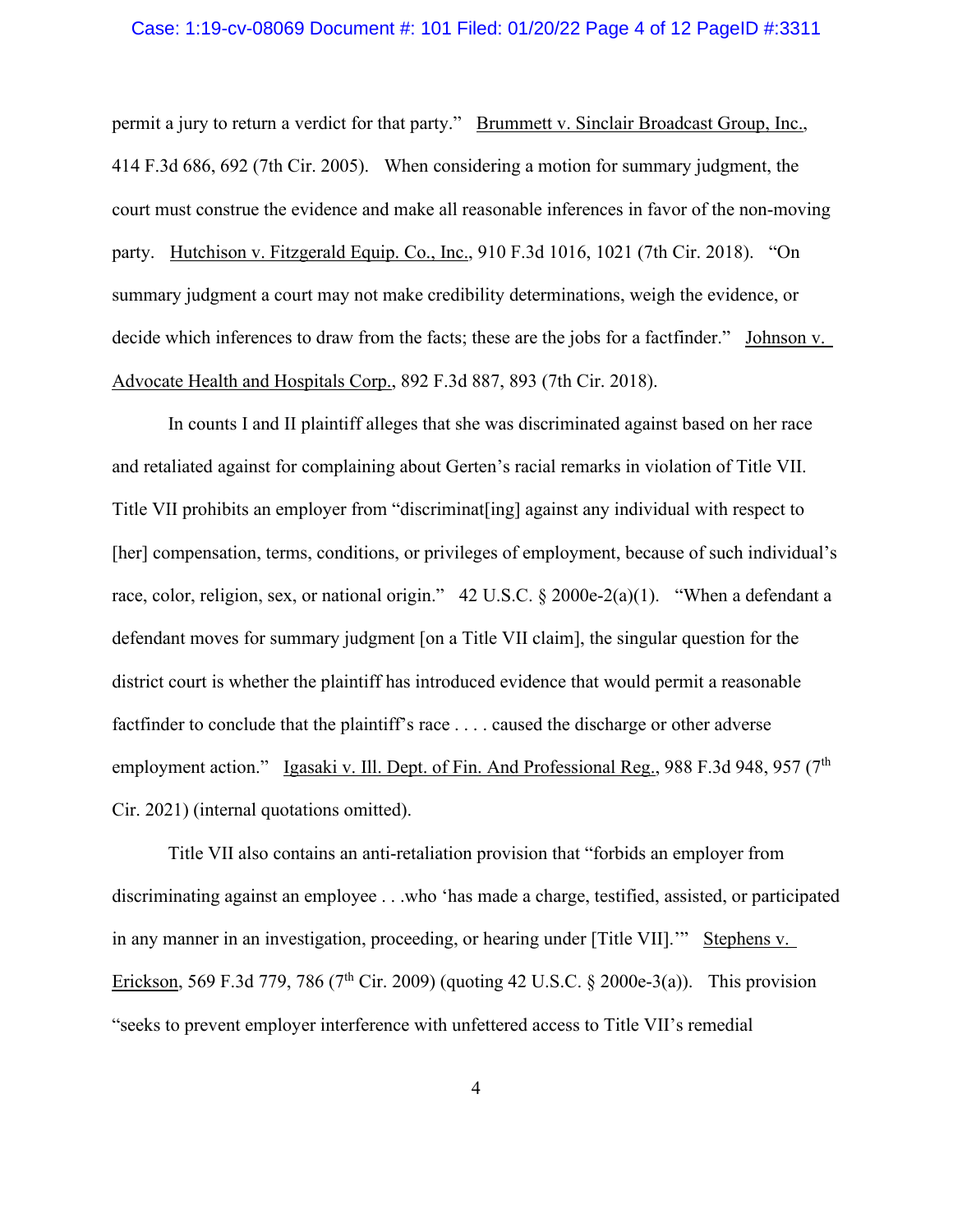permit a jury to return a verdict for that party." Brummett v. Sinclair Broadcast Group, Inc., 414 F.3d 686, 692 (7th Cir. 2005). When considering a motion for summary judgment, the court must construe the evidence and make all reasonable inferences in favor of the non-moving party. Hutchison v. Fitzgerald Equip. Co., Inc., 910 F.3d 1016, 1021 (7th Cir. 2018). "On summary judgment a court may not make credibility determinations, weigh the evidence, or decide which inferences to draw from the facts; these are the jobs for a factfinder." Johnson v. Advocate Health and Hospitals Corp., 892 F.3d 887, 893 (7th Cir. 2018).

In counts I and II plaintiff alleges that she was discriminated against based on her race and retaliated against for complaining about Gerten's racial remarks in violation of Title VII. Title VII prohibits an employer from "discriminat[ing] against any individual with respect to [her] compensation, terms, conditions, or privileges of employment, because of such individual's race, color, religion, sex, or national origin." 42 U.S.C. § 2000e-2(a)(1). "When a defendant a defendant moves for summary judgment [on a Title VII claim], the singular question for the district court is whether the plaintiff has introduced evidence that would permit a reasonable factfinder to conclude that the plaintiff's race . . . . caused the discharge or other adverse employment action." Igasaki v. Ill. Dept. of Fin. And Professional Reg., 988 F.3d 948, 957 (7th Cir. 2021) (internal quotations omitted).

Title VII also contains an anti-retaliation provision that "forbids an employer from discriminating against an employee . . .who 'has made a charge, testified, assisted, or participated in any manner in an investigation, proceeding, or hearing under [Title VII].'" Stephens v. Erickson, 569 F.3d 779, 786 (7th Cir. 2009) (quoting 42 U.S.C. § 2000e-3(a)). This provision "seeks to prevent employer interference with unfettered access to Title VII's remedial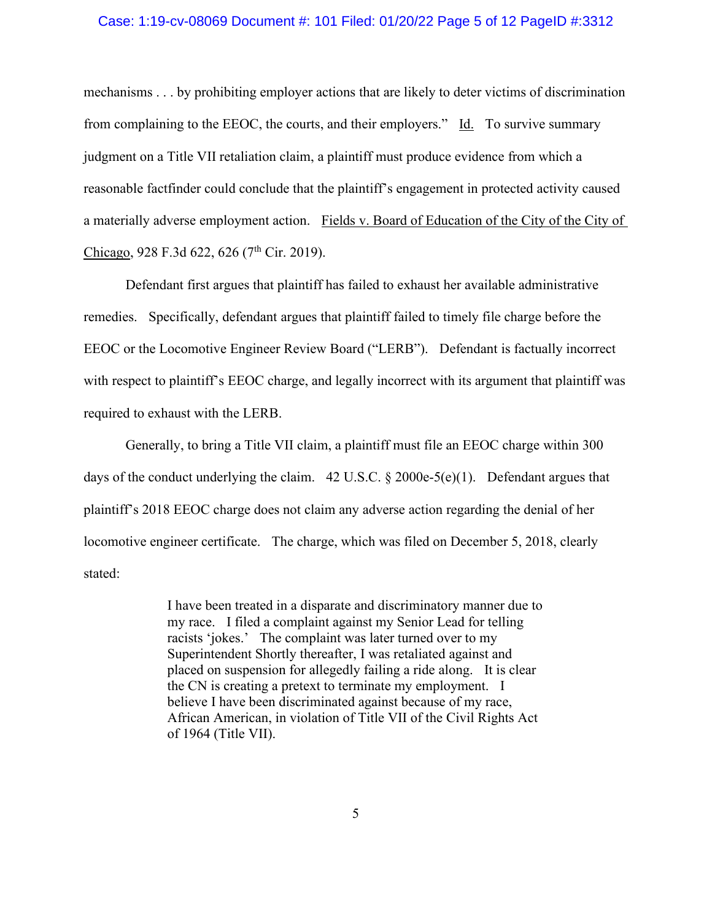mechanisms . . . by prohibiting employer actions that are likely to deter victims of discrimination from complaining to the EEOC, the courts, and their employers." Id. To survive summary judgment on a Title VII retaliation claim, a plaintiff must produce evidence from which a reasonable factfinder could conclude that the plaintiff's engagement in protected activity caused a materially adverse employment action. Fields v. Board of Education of the City of the City of Chicago, 928 F.3d 622, 626 (7th Cir. 2019).

Defendant first argues that plaintiff has failed to exhaust her available administrative remedies. Specifically, defendant argues that plaintiff failed to timely file charge before the EEOC or the Locomotive Engineer Review Board ("LERB"). Defendant is factually incorrect with respect to plaintiff's EEOC charge, and legally incorrect with its argument that plaintiff was required to exhaust with the LERB.

Generally, to bring a Title VII claim, a plaintiff must file an EEOC charge within 300 days of the conduct underlying the claim. 42 U.S.C. § 2000e-5(e)(1). Defendant argues that plaintiff's 2018 EEOC charge does not claim any adverse action regarding the denial of her locomotive engineer certificate. The charge, which was filed on December 5, 2018, clearly stated:

> I have been treated in a disparate and discriminatory manner due to my race. I filed a complaint against my Senior Lead for telling racists 'jokes.' The complaint was later turned over to my Superintendent Shortly thereafter, I was retaliated against and placed on suspension for allegedly failing a ride along. It is clear the CN is creating a pretext to terminate my employment. I believe I have been discriminated against because of my race, African American, in violation of Title VII of the Civil Rights Act of 1964 (Title VII).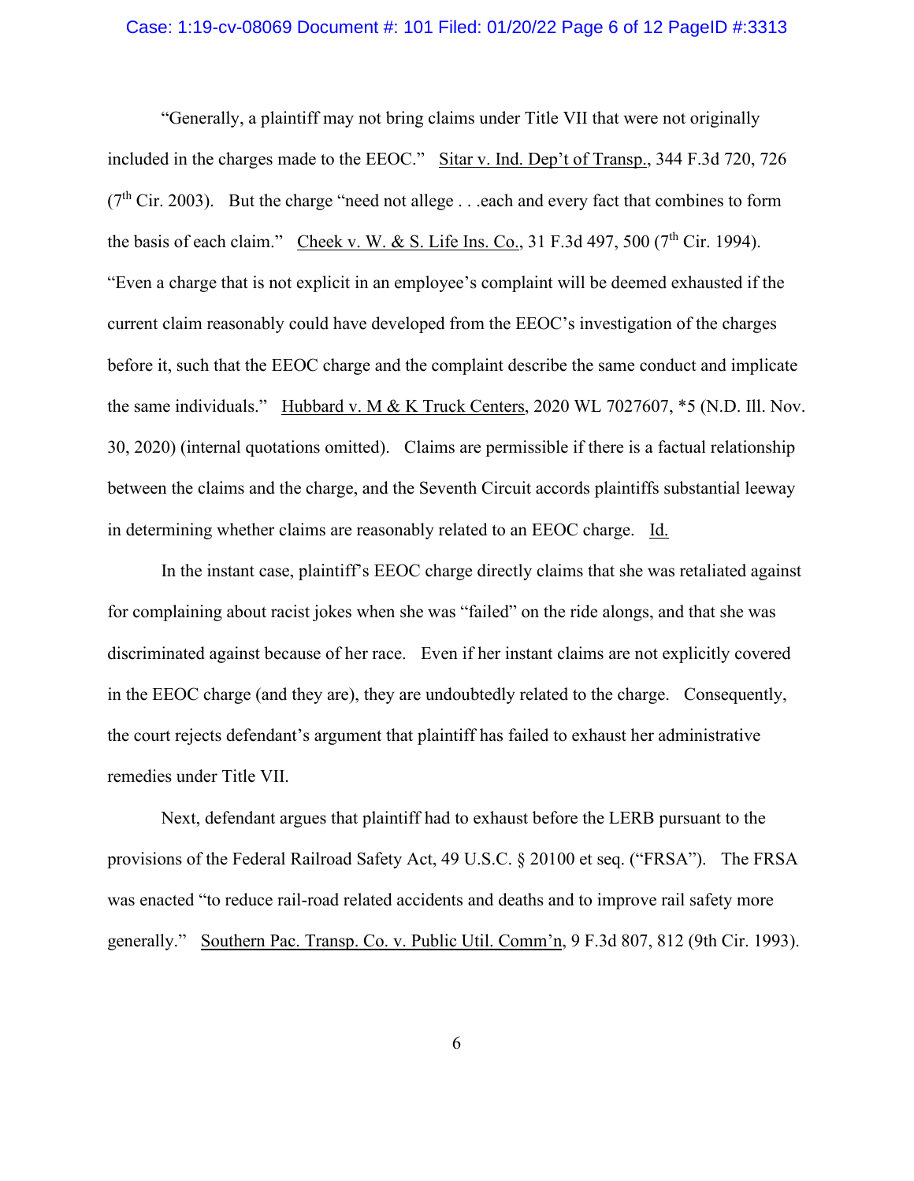"Generally, a plaintiff may not bring claims under Title VII that were not originally included in the charges made to the EEOC." Sitar v. Ind. Dep't of Transp., 344 F.3d 720, 726 (7th Cir. 2003). But the charge "need not allege . . .each and every fact that combines to form the basis of each claim." Cheek v. W. & S. Life Ins. Co., 31 F.3d 497, 500 (7th Cir. 1994). "Even a charge that is not explicit in an employee's complaint will be deemed exhausted if the current claim reasonably could have developed from the EEOC's investigation of the charges before it, such that the EEOC charge and the complaint describe the same conduct and implicate the same individuals." Hubbard v. M & K Truck Centers, 2020 WL 7027607, *5 (N.D. Ill. Nov. 30, 2020) (internal quotations omitted). Claims are permissible if there is a factual relationship between the claims and the charge, and the Seventh Circuit accords plaintiffs substantial leeway in determining whether claims are reasonably related to an EEOC charge. Id.

In the instant case, plaintiff's EEOC charge directly claims that she was retaliated against for complaining about racist jokes when she was "failed" on the ride alongs, and that she was discriminated against because of her race. Even if her instant claims are not explicitly covered in the EEOC charge (and they are), they are undoubtedly related to the charge. Consequently, the court rejects defendant's argument that plaintiff has failed to exhaust her administrative remedies under Title VII.

Next, defendant argues that plaintiff had to exhaust before the LERB pursuant to the provisions of the Federal Railroad Safety Act, 49 U.S.C. § 20100 et seq. ("FRSA"). The FRSA was enacted "to reduce rail-road related accidents and deaths and to improve rail safety more generally." Southern Pac. Transp. Co. v. Public Util. Comm'n, 9 F.3d 807, 812 (9th Cir. 1993).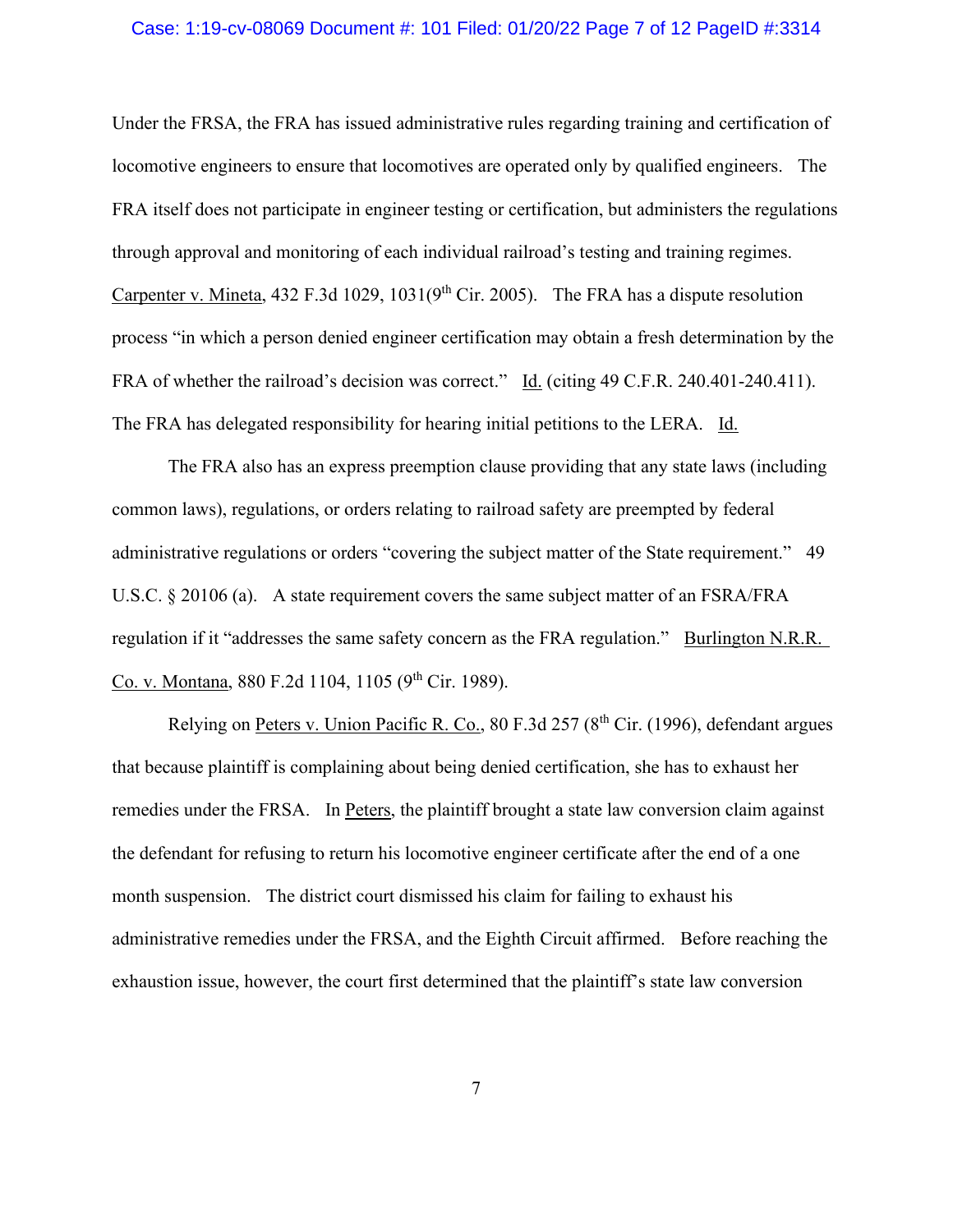Under the FRSA, the FRA has issued administrative rules regarding training and certification of locomotive engineers to ensure that locomotives are operated only by qualified engineers. The FRA itself does not participate in engineer testing or certification, but administers the regulations through approval and monitoring of each individual railroad's testing and training regimes. Carpenter v. Mineta, 432 F.3d 1029, 1031(9th Cir. 2005). The FRA has a dispute resolution process "in which a person denied engineer certification may obtain a fresh determination by the FRA of whether the railroad's decision was correct." Id. (citing 49 C.F.R. 240.401-240.411). The FRA has delegated responsibility for hearing initial petitions to the LERA. Id.

The FRA also has an express preemption clause providing that any state laws (including common laws), regulations, or orders relating to railroad safety are preempted by federal administrative regulations or orders "covering the subject matter of the State requirement." 49 U.S.C. § 20106 (a). A state requirement covers the same subject matter of an FSRA/FRA regulation if it "addresses the same safety concern as the FRA regulation." Burlington N.R.R. Co. v. Montana, 880 F.2d 1104, 1105 (9th Cir. 1989).

Relying on Peters v. Union Pacific R. Co., 80 F.3d 257 (8th Cir. (1996), defendant argues that because plaintiff is complaining about being denied certification, she has to exhaust her remedies under the FRSA. In Peters, the plaintiff brought a state law conversion claim against the defendant for refusing to return his locomotive engineer certificate after the end of a one month suspension. The district court dismissed his claim for failing to exhaust his administrative remedies under the FRSA, and the Eighth Circuit affirmed. Before reaching the exhaustion issue, however, the court first determined that the plaintiff's state law conversion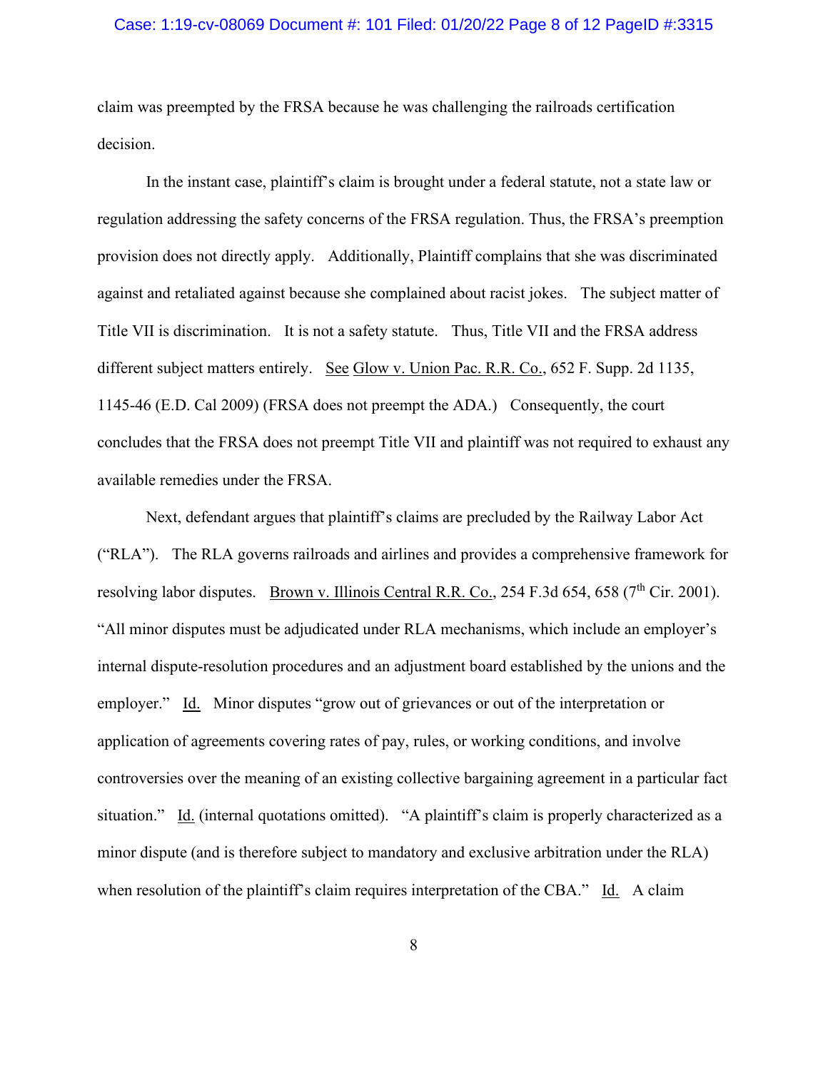claim was preempted by the FRSA because he was challenging the railroads certification decision.

In the instant case, plaintiff's claim is brought under a federal statute, not a state law or regulation addressing the safety concerns of the FRSA regulation. Thus, the FRSA's preemption provision does not directly apply. Additionally, Plaintiff complains that she was discriminated against and retaliated against because she complained about racist jokes. The subject matter of Title VII is discrimination. It is not a safety statute. Thus, Title VII and the FRSA address different subject matters entirely. See Glow v. Union Pac. R.R. Co., 652 F. Supp. 2d 1135, 1145-46 (E.D. Cal 2009) (FRSA does not preempt the ADA.) Consequently, the court concludes that the FRSA does not preempt Title VII and plaintiff was not required to exhaust any available remedies under the FRSA.

Next, defendant argues that plaintiff's claims are precluded by the Railway Labor Act ("RLA"). The RLA governs railroads and airlines and provides a comprehensive framework for resolving labor disputes. Brown v. Illinois Central R.R. Co., 254 F.3d 654, 658 (7th Cir. 2001). "All minor disputes must be adjudicated under RLA mechanisms, which include an employer's internal dispute-resolution procedures and an adjustment board established by the unions and the employer." Id. Minor disputes "grow out of grievances or out of the interpretation or application of agreements covering rates of pay, rules, or working conditions, and involve controversies over the meaning of an existing collective bargaining agreement in a particular fact situation." Id. (internal quotations omitted). "A plaintiff's claim is properly characterized as a minor dispute (and is therefore subject to mandatory and exclusive arbitration under the RLA) when resolution of the plaintiff's claim requires interpretation of the CBA." Id. A claim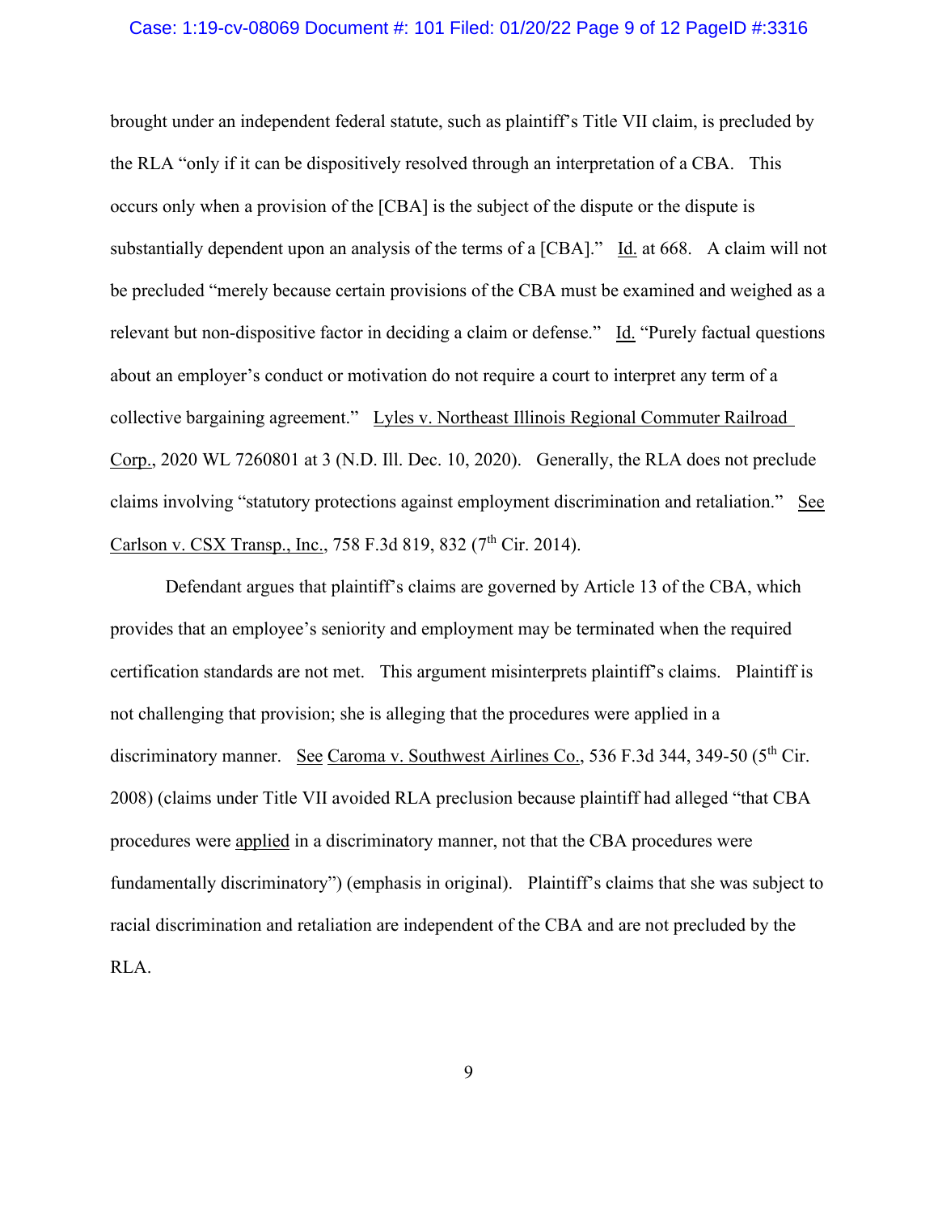brought under an independent federal statute, such as plaintiff's Title VII claim, is precluded by the RLA "only if it can be dispositively resolved through an interpretation of a CBA. This occurs only when a provision of the [CBA] is the subject of the dispute or the dispute is substantially dependent upon an analysis of the terms of a [CBA]." Id. at 668. A claim will not be precluded "merely because certain provisions of the CBA must be examined and weighed as a relevant but non-dispositive factor in deciding a claim or defense." Id. "Purely factual questions about an employer's conduct or motivation do not require a court to interpret any term of a collective bargaining agreement." Lyles v. Northeast Illinois Regional Commuter Railroad Corp., 2020 WL 7260801 at 3 (N.D. Ill. Dec. 10, 2020). Generally, the RLA does not preclude claims involving "statutory protections against employment discrimination and retaliation." See Carlson v. CSX Transp., Inc., 758 F.3d 819, 832 (7th Cir. 2014).

Defendant argues that plaintiff's claims are governed by Article 13 of the CBA, which provides that an employee's seniority and employment may be terminated when the required certification standards are not met. This argument misinterprets plaintiff's claims. Plaintiff is not challenging that provision; she is alleging that the procedures were applied in a discriminatory manner. See Caroma v. Southwest Airlines Co., 536 F.3d 344, 349-50 (5th Cir. 2008) (claims under Title VII avoided RLA preclusion because plaintiff had alleged "that CBA procedures were applied in a discriminatory manner, not that the CBA procedures were fundamentally discriminatory") (emphasis in original). Plaintiff's claims that she was subject to racial discrimination and retaliation are independent of the CBA and are not precluded by the RLA.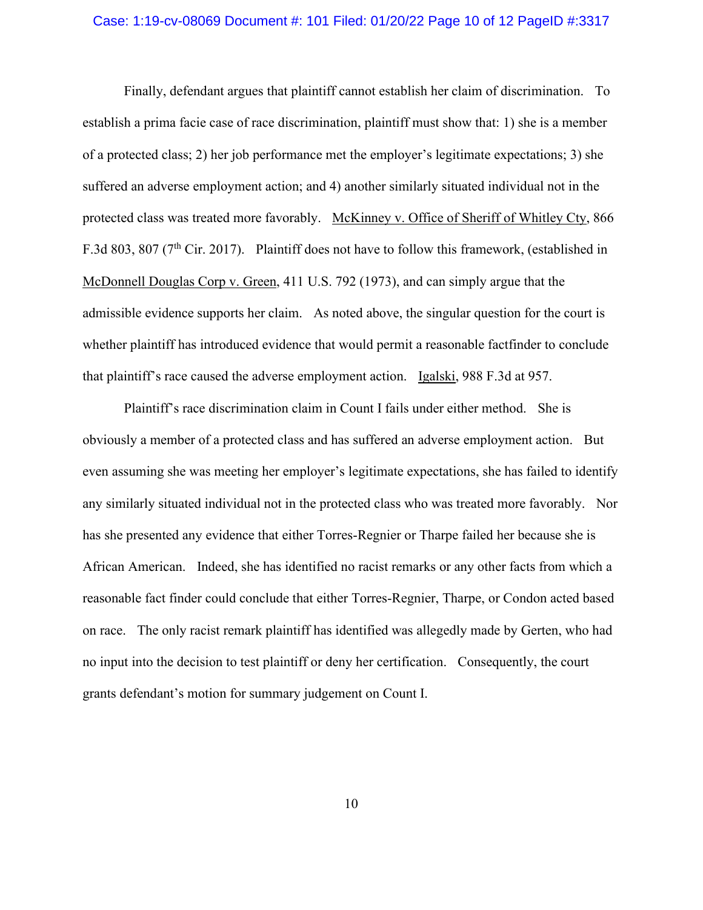Finally, defendant argues that plaintiff cannot establish her claim of discrimination. To establish a prima facie case of race discrimination, plaintiff must show that: 1) she is a member of a protected class; 2) her job performance met the employer's legitimate expectations; 3) she suffered an adverse employment action; and 4) another similarly situated individual not in the protected class was treated more favorably. McKinney v. Office of Sheriff of Whitley Cty, 866 F.3d 803, 807 (7th Cir. 2017). Plaintiff does not have to follow this framework, (established in McDonnell Douglas Corp v. Green, 411 U.S. 792 (1973), and can simply argue that the admissible evidence supports her claim. As noted above, the singular question for the court is whether plaintiff has introduced evidence that would permit a reasonable factfinder to conclude that plaintiff's race caused the adverse employment action. Igalski, 988 F.3d at 957.

Plaintiff's race discrimination claim in Count I fails under either method. She is obviously a member of a protected class and has suffered an adverse employment action. But even assuming she was meeting her employer's legitimate expectations, she has failed to identify any similarly situated individual not in the protected class who was treated more favorably. Nor has she presented any evidence that either Torres-Regnier or Tharpe failed her because she is African American. Indeed, she has identified no racist remarks or any other facts from which a reasonable fact finder could conclude that either Torres-Regnier, Tharpe, or Condon acted based on race. The only racist remark plaintiff has identified was allegedly made by Gerten, who had no input into the decision to test plaintiff or deny her certification. Consequently, the court grants defendant's motion for summary judgement on Count I.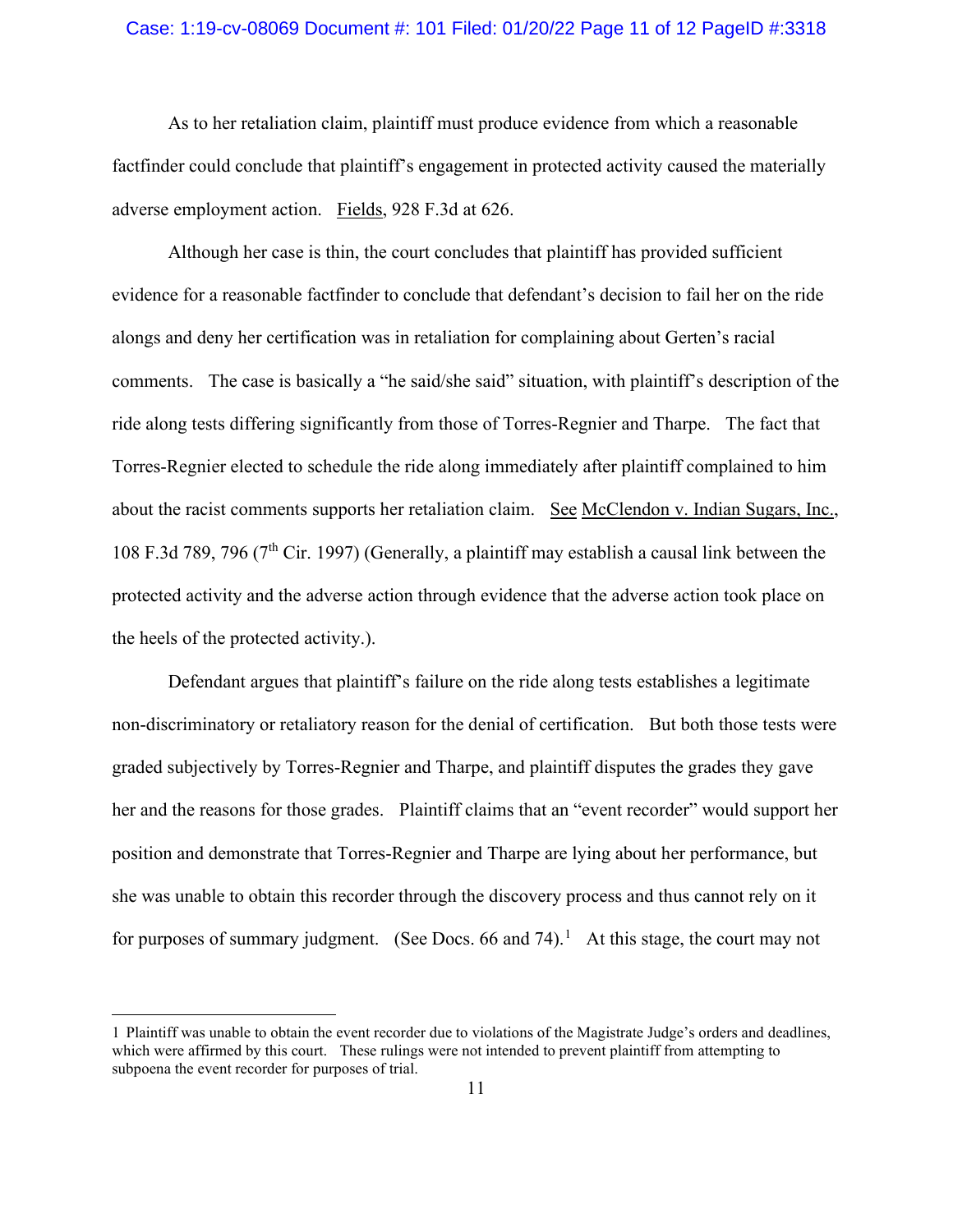As to her retaliation claim, plaintiff must produce evidence from which a reasonable factfinder could conclude that plaintiff's engagement in protected activity caused the materially adverse employment action. Fields, 928 F.3d at 626.

Although her case is thin, the court concludes that plaintiff has provided sufficient evidence for a reasonable factfinder to conclude that defendant's decision to fail her on the ride alongs and deny her certification was in retaliation for complaining about Gerten's racial comments. The case is basically a "he said/she said" situation, with plaintiff's description of the ride along tests differing significantly from those of Torres-Regnier and Tharpe. The fact that Torres-Regnier elected to schedule the ride along immediately after plaintiff complained to him about the racist comments supports her retaliation claim. See McClendon v. Indian Sugars, Inc., 108 F.3d 789, 796 (7th Cir. 1997) (Generally, a plaintiff may establish a causal link between the protected activity and the adverse action through evidence that the adverse action took place on the heels of the protected activity.).

Defendant argues that plaintiff's failure on the ride along tests establishes a legitimate non-discriminatory or retaliatory reason for the denial of certification. But both those tests were graded subjectively by Torres-Regnier and Tharpe, and plaintiff disputes the grades they gave her and the reasons for those grades. Plaintiff claims that an "event recorder" would support her position and demonstrate that Torres-Regnier and Tharpe are lying about her performance, but she was unable to obtain this recorder through the discovery process and thus cannot rely on it for purposes of summary judgment. (See Docs. 66 and 74).[1] At this stage, the court may not

[1] Plaintiff was unable to obtain the event recorder due to violations of the Magistrate Judge's orders and deadlines, which were affirmed by this court. These rulings were not intended to prevent plaintiff from attempting to subpoena the event recorder for purposes of trial.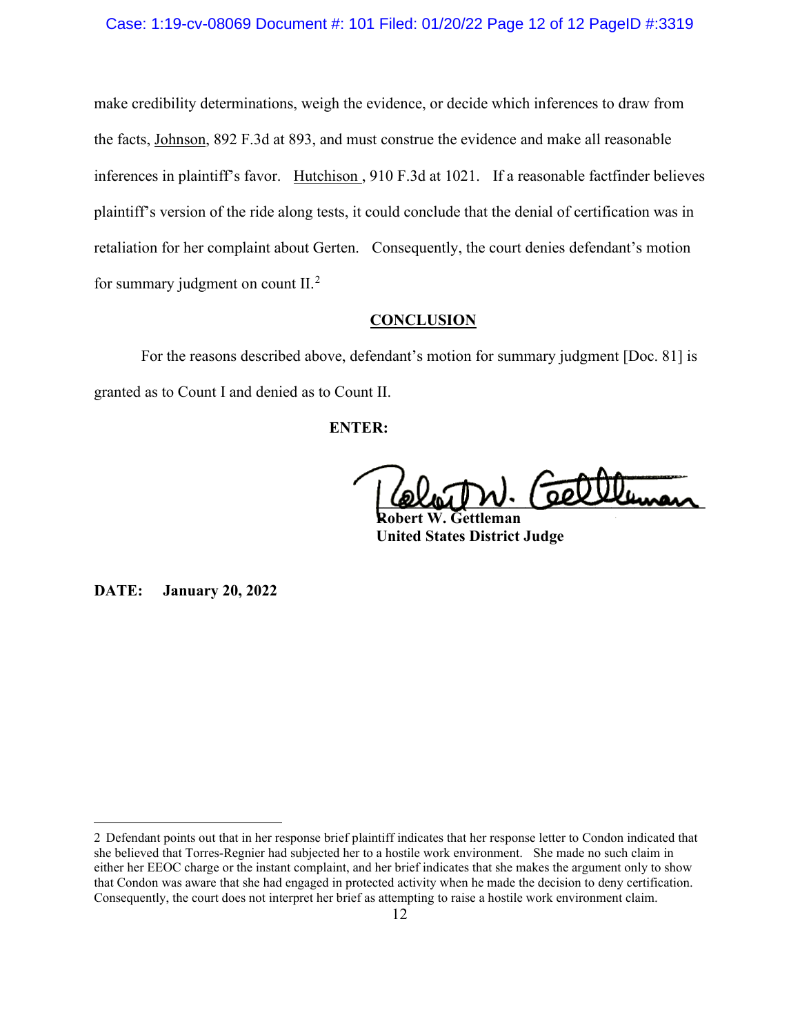make credibility determinations, weigh the evidence, or decide which inferences to draw from the facts, Johnson, 892 F.3d at 893, and must construe the evidence and make all reasonable inferences in plaintiff's favor. Hutchison, 910 F.3d at 1021. If a reasonable factfinder believes plaintiff's version of the ride along tests, it could conclude that the denial of certification was in retaliation for her complaint about Gerten. Consequently, the court denies defendant's motion for summary judgment on count II.[2]

## CONCLUSION

For the reasons described above, defendant's motion for summary judgment [Doc. 81] is granted as to Count I and denied as to Count II.

**ENTER:**

**Robert W. Gettleman**
**United States District Judge**

**DATE: January 20, 2022**

---

2 Defendant points out that in her response brief plaintiff indicates that her response letter to Condon indicated that she believed that Torres-Regnier had subjected her to a hostile work environment. She made no such claim in either her EEOC charge or the instant complaint, and her brief indicates that she makes the argument only to show that Condon was aware that she had engaged in protected activity when he made the decision to deny certification. Consequently, the court does not interpret her brief as attempting to raise a hostile work environment claim.